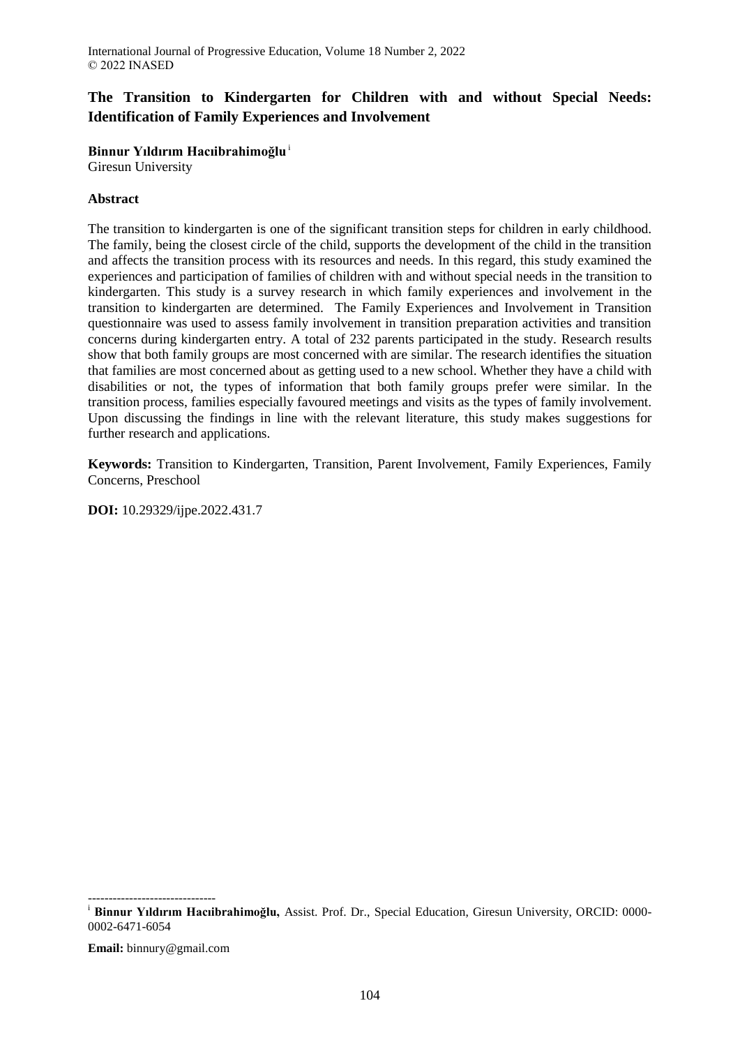# The Transition to Kindergarten for Children with and without Special Needs: Identification of Family Experiences and Involvement

**Binnur Yıldırım Hacıibrahimoğlu** [i]

Giresun University

## Abstract

The transition to kindergarten is one of the significant transition steps for children in early childhood. The family, being the closest circle of the child, supports the development of the child in the transition and affects the transition process with its resources and needs. In this regard, this study examined the experiences and participation of families of children with and without special needs in the transition to kindergarten. This study is a survey research in which family experiences and involvement in the transition to kindergarten are determined. The Family Experiences and Involvement in Transition questionnaire was used to assess family involvement in transition preparation activities and transition concerns during kindergarten entry. A total of 232 parents participated in the study. Research results show that both family groups are most concerned with are similar. The research identifies the situation that families are most concerned about as getting used to a new school. Whether they have a child with disabilities or not, the types of information that both family groups prefer were similar. In the transition process, families especially favoured meetings and visits as the types of family involvement. Upon discussing the findings in line with the relevant literature, this study makes suggestions for further research and applications.

**Keywords:** Transition to Kindergarten, Transition, Parent Involvement, Family Experiences, Family Concerns, Preschool

**DOI:** 10.29329/ijpe.2022.431.7

-------------------------------

[i] **Binnur Yıldırım Hacıibrahimoğlu,** Assist. Prof. Dr., Special Education, Giresun University, ORCID: 0000-0002-6471-6054

**Email:** binnury@gmail.com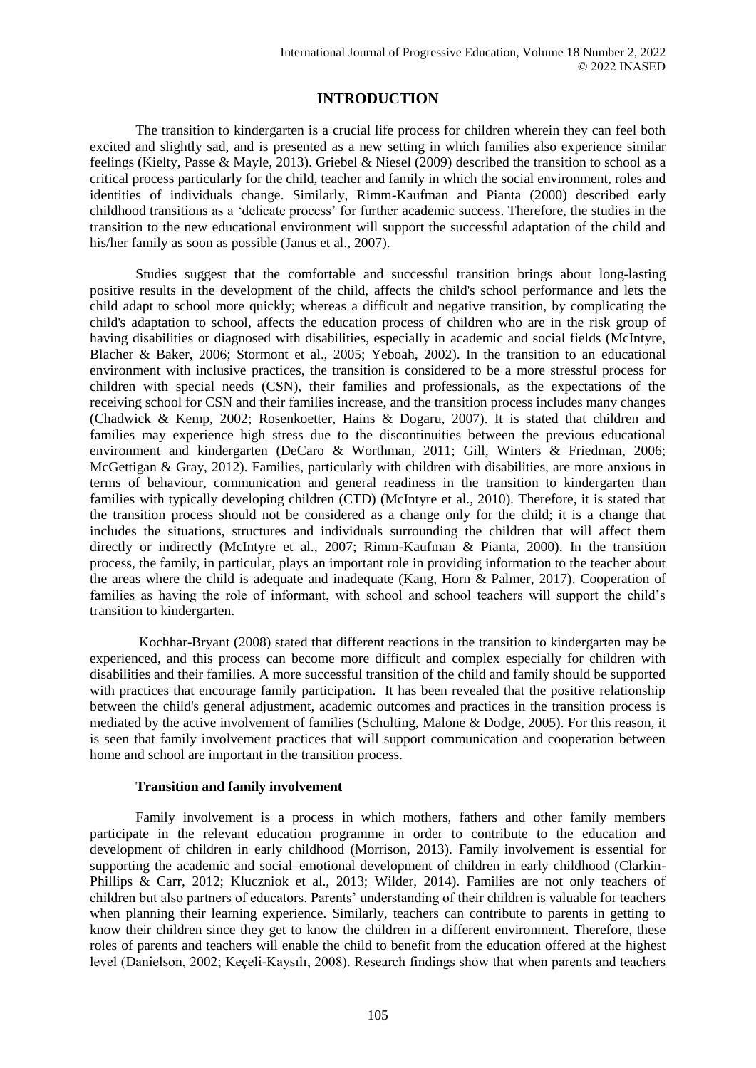# INTRODUCTION

The transition to kindergarten is a crucial life process for children wherein they can feel both excited and slightly sad, and is presented as a new setting in which families also experience similar feelings (Kielty, Passe & Mayle, 2013). Griebel & Niesel (2009) described the transition to school as a critical process particularly for the child, teacher and family in which the social environment, roles and identities of individuals change. Similarly, Rimm-Kaufman and Pianta (2000) described early childhood transitions as a 'delicate process' for further academic success. Therefore, the studies in the transition to the new educational environment will support the successful adaptation of the child and his/her family as soon as possible (Janus et al., 2007).

Studies suggest that the comfortable and successful transition brings about long-lasting positive results in the development of the child, affects the child's school performance and lets the child adapt to school more quickly; whereas a difficult and negative transition, by complicating the child's adaptation to school, affects the education process of children who are in the risk group of having disabilities or diagnosed with disabilities, especially in academic and social fields (McIntyre, Blacher & Baker, 2006; Stormont et al., 2005; Yeboah, 2002). In the transition to an educational environment with inclusive practices, the transition is considered to be a more stressful process for children with special needs (CSN), their families and professionals, as the expectations of the receiving school for CSN and their families increase, and the transition process includes many changes (Chadwick & Kemp, 2002; Rosenkoetter, Hains & Dogaru, 2007). It is stated that children and families may experience high stress due to the discontinuities between the previous educational environment and kindergarten (DeCaro & Worthman, 2011; Gill, Winters & Friedman, 2006; McGettigan & Gray, 2012). Families, particularly with children with disabilities, are more anxious in terms of behaviour, communication and general readiness in the transition to kindergarten than families with typically developing children (CTD) (McIntyre et al., 2010). Therefore, it is stated that the transition process should not be considered as a change only for the child; it is a change that includes the situations, structures and individuals surrounding the children that will affect them directly or indirectly (McIntyre et al., 2007; Rimm-Kaufman & Pianta, 2000). In the transition process, the family, in particular, plays an important role in providing information to the teacher about the areas where the child is adequate and inadequate (Kang, Horn & Palmer, 2017). Cooperation of families as having the role of informant, with school and school teachers will support the child's transition to kindergarten.

Kochhar-Bryant (2008) stated that different reactions in the transition to kindergarten may be experienced, and this process can become more difficult and complex especially for children with disabilities and their families. A more successful transition of the child and family should be supported with practices that encourage family participation. It has been revealed that the positive relationship between the child's general adjustment, academic outcomes and practices in the transition process is mediated by the active involvement of families (Schulting, Malone & Dodge, 2005). For this reason, it is seen that family involvement practices that will support communication and cooperation between home and school are important in the transition process.

## Transition and family involvement

Family involvement is a process in which mothers, fathers and other family members participate in the relevant education programme in order to contribute to the education and development of children in early childhood (Morrison, 2013). Family involvement is essential for supporting the academic and social–emotional development of children in early childhood (Clarkin-Phillips & Carr, 2012; Kluczniok et al., 2013; Wilder, 2014). Families are not only teachers of children but also partners of educators. Parents' understanding of their children is valuable for teachers when planning their learning experience. Similarly, teachers can contribute to parents in getting to know their children since they get to know the children in a different environment. Therefore, these roles of parents and teachers will enable the child to benefit from the education offered at the highest level (Danielson, 2002; Keçeli-Kaysılı, 2008). Research findings show that when parents and teachers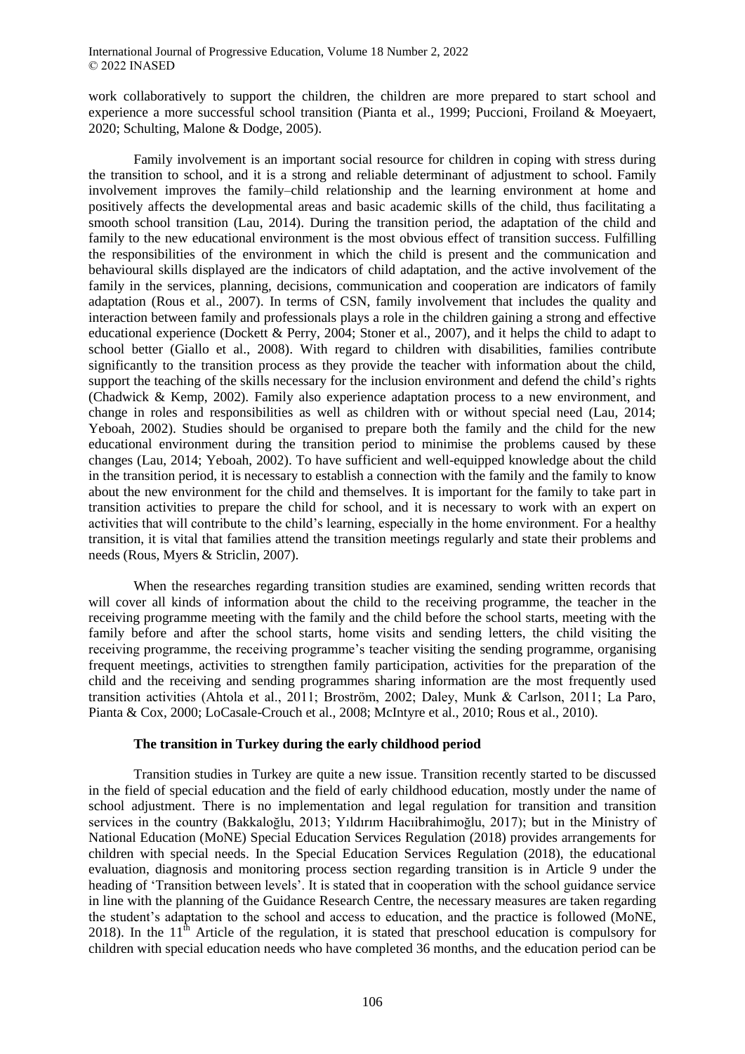work collaboratively to support the children, the children are more prepared to start school and experience a more successful school transition (Pianta et al., 1999; Puccioni, Froiland & Moeyaert, 2020; Schulting, Malone & Dodge, 2005).

Family involvement is an important social resource for children in coping with stress during the transition to school, and it is a strong and reliable determinant of adjustment to school. Family involvement improves the family–child relationship and the learning environment at home and positively affects the developmental areas and basic academic skills of the child, thus facilitating a smooth school transition (Lau, 2014). During the transition period, the adaptation of the child and family to the new educational environment is the most obvious effect of transition success. Fulfilling the responsibilities of the environment in which the child is present and the communication and behavioural skills displayed are the indicators of child adaptation, and the active involvement of the family in the services, planning, decisions, communication and cooperation are indicators of family adaptation (Rous et al., 2007). In terms of CSN, family involvement that includes the quality and interaction between family and professionals plays a role in the children gaining a strong and effective educational experience (Dockett & Perry, 2004; Stoner et al., 2007), and it helps the child to adapt to school better (Giallo et al., 2008). With regard to children with disabilities, families contribute significantly to the transition process as they provide the teacher with information about the child, support the teaching of the skills necessary for the inclusion environment and defend the child's rights (Chadwick & Kemp, 2002). Family also experience adaptation process to a new environment, and change in roles and responsibilities as well as children with or without special need (Lau, 2014; Yeboah, 2002). Studies should be organised to prepare both the family and the child for the new educational environment during the transition period to minimise the problems caused by these changes (Lau, 2014; Yeboah, 2002). To have sufficient and well-equipped knowledge about the child in the transition period, it is necessary to establish a connection with the family and the family to know about the new environment for the child and themselves. It is important for the family to take part in transition activities to prepare the child for school, and it is necessary to work with an expert on activities that will contribute to the child's learning, especially in the home environment. For a healthy transition, it is vital that families attend the transition meetings regularly and state their problems and needs (Rous, Myers & Striclin, 2007).

When the researches regarding transition studies are examined, sending written records that will cover all kinds of information about the child to the receiving programme, the teacher in the receiving programme meeting with the family and the child before the school starts, meeting with the family before and after the school starts, home visits and sending letters, the child visiting the receiving programme, the receiving programme's teacher visiting the sending programme, organising frequent meetings, activities to strengthen family participation, activities for the preparation of the child and the receiving and sending programmes sharing information are the most frequently used transition activities (Ahtola et al., 2011; Broström, 2002; Daley, Munk & Carlson, 2011; La Paro, Pianta & Cox, 2000; LoCasale-Crouch et al., 2008; McIntyre et al., 2010; Rous et al., 2010).

### The transition in Turkey during the early childhood period

Transition studies in Turkey are quite a new issue. Transition recently started to be discussed in the field of special education and the field of early childhood education, mostly under the name of school adjustment. There is no implementation and legal regulation for transition and transition services in the country (Bakkaloğlu, 2013; Yıldırım Hacıibrahimoğlu, 2017); but in the Ministry of National Education (MoNE) Special Education Services Regulation (2018) provides arrangements for children with special needs. In the Special Education Services Regulation (2018), the educational evaluation, diagnosis and monitoring process section regarding transition is in Article 9 under the heading of 'Transition between levels'. It is stated that in cooperation with the school guidance service in line with the planning of the Guidance Research Centre, the necessary measures are taken regarding the student's adaptation to the school and access to education, and the practice is followed (MoNE, 2018). In the 11th Article of the regulation, it is stated that preschool education is compulsory for children with special education needs who have completed 36 months, and the education period can be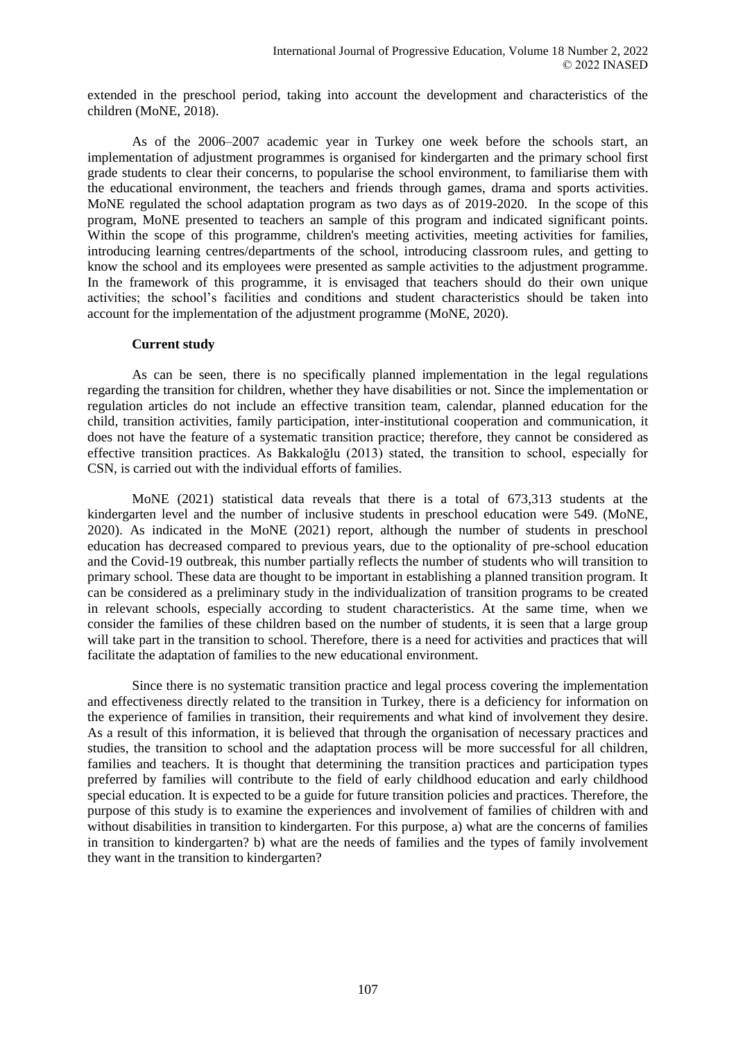extended in the preschool period, taking into account the development and characteristics of the children (MoNE, 2018).

As of the 2006–2007 academic year in Turkey one week before the schools start, an implementation of adjustment programmes is organised for kindergarten and the primary school first grade students to clear their concerns, to popularise the school environment, to familiarise them with the educational environment, the teachers and friends through games, drama and sports activities. MoNE regulated the school adaptation program as two days as of 2019-2020. In the scope of this program, MoNE presented to teachers an sample of this program and indicated significant points. Within the scope of this programme, children's meeting activities, meeting activities for families, introducing learning centres/departments of the school, introducing classroom rules, and getting to know the school and its employees were presented as sample activities to the adjustment programme. In the framework of this programme, it is envisaged that teachers should do their own unique activities; the school's facilities and conditions and student characteristics should be taken into account for the implementation of the adjustment programme (MoNE, 2020).

### Current study

As can be seen, there is no specifically planned implementation in the legal regulations regarding the transition for children, whether they have disabilities or not. Since the implementation or regulation articles do not include an effective transition team, calendar, planned education for the child, transition activities, family participation, inter-institutional cooperation and communication, it does not have the feature of a systematic transition practice; therefore, they cannot be considered as effective transition practices. As Bakkaloğlu (2013) stated, the transition to school, especially for CSN, is carried out with the individual efforts of families.

MoNE (2021) statistical data reveals that there is a total of 673,313 students at the kindergarten level and the number of inclusive students in preschool education were 549. (MoNE, 2020). As indicated in the MoNE (2021) report, although the number of students in preschool education has decreased compared to previous years, due to the optionality of pre-school education and the Covid-19 outbreak, this number partially reflects the number of students who will transition to primary school. These data are thought to be important in establishing a planned transition program. It can be considered as a preliminary study in the individualization of transition programs to be created in relevant schools, especially according to student characteristics. At the same time, when we consider the families of these children based on the number of students, it is seen that a large group will take part in the transition to school. Therefore, there is a need for activities and practices that will facilitate the adaptation of families to the new educational environment.

Since there is no systematic transition practice and legal process covering the implementation and effectiveness directly related to the transition in Turkey, there is a deficiency for information on the experience of families in transition, their requirements and what kind of involvement they desire. As a result of this information, it is believed that through the organisation of necessary practices and studies, the transition to school and the adaptation process will be more successful for all children, families and teachers. It is thought that determining the transition practices and participation types preferred by families will contribute to the field of early childhood education and early childhood special education. It is expected to be a guide for future transition policies and practices. Therefore, the purpose of this study is to examine the experiences and involvement of families of children with and without disabilities in transition to kindergarten. For this purpose, a) what are the concerns of families in transition to kindergarten? b) what are the needs of families and the types of family involvement they want in the transition to kindergarten?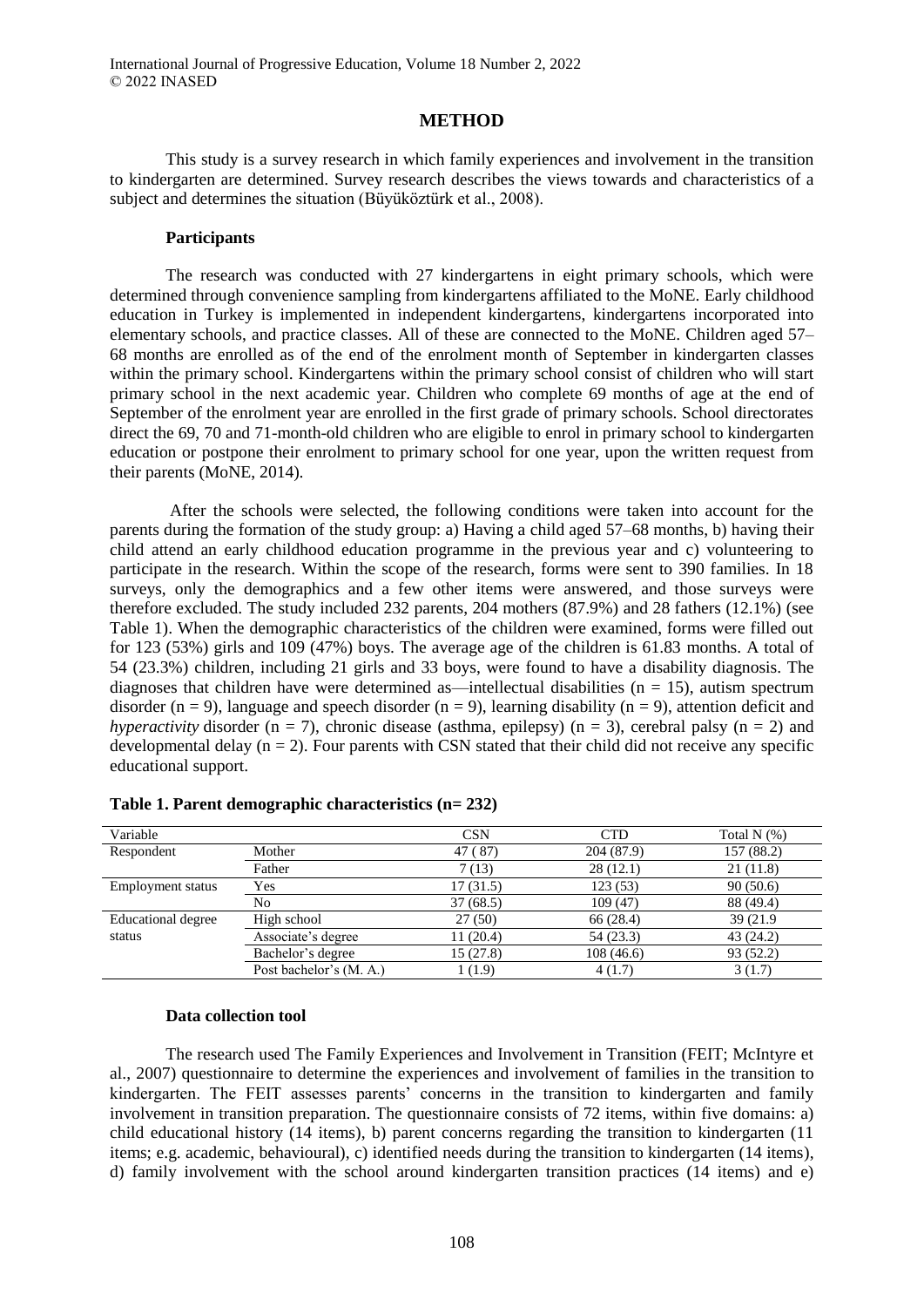## METHOD

This study is a survey research in which family experiences and involvement in the transition to kindergarten are determined. Survey research describes the views towards and characteristics of a subject and determines the situation (Büyüköztürk et al., 2008).

### Participants

The research was conducted with 27 kindergartens in eight primary schools, which were determined through convenience sampling from kindergartens affiliated to the MoNE. Early childhood education in Turkey is implemented in independent kindergartens, kindergartens incorporated into elementary schools, and practice classes. All of these are connected to the MoNE. Children aged 57–68 months are enrolled as of the end of the enrolment month of September in kindergarten classes within the primary school. Kindergartens within the primary school consist of children who will start primary school in the next academic year. Children who complete 69 months of age at the end of September of the enrolment year are enrolled in the first grade of primary schools. School directorates direct the 69, 70 and 71-month-old children who are eligible to enrol in primary school to kindergarten education or postpone their enrolment to primary school for one year, upon the written request from their parents (MoNE, 2014).

After the schools were selected, the following conditions were taken into account for the parents during the formation of the study group: a) Having a child aged 57–68 months, b) having their child attend an early childhood education programme in the previous year and c) volunteering to participate in the research. Within the scope of the research, forms were sent to 390 families. In 18 surveys, only the demographics and a few other items were answered, and those surveys were therefore excluded. The study included 232 parents, 204 mothers (87.9%) and 28 fathers (12.1%) (see Table 1). When the demographic characteristics of the children were examined, forms were filled out for 123 (53%) girls and 109 (47%) boys. The average age of the children is 61.83 months. A total of 54 (23.3%) children, including 21 girls and 33 boys, were found to have a disability diagnosis. The diagnoses that children have were determined as—intellectual disabilities (n = 15), autism spectrum disorder (n = 9), language and speech disorder (n = 9), learning disability (n = 9), attention deficit and *hyperactivity* disorder (n = 7), chronic disease (asthma, epilepsy) (n = 3), cerebral palsy (n = 2) and developmental delay (n = 2). Four parents with CSN stated that their child did not receive any specific educational support.

**Table 1. Parent demographic characteristics (n= 232)**

| Variable | | CSN | CTD | Total N (%) |
|---|---|---|---|---|
| Respondent | Mother | 47 ( 87) | 204 (87.9) | 157 (88.2) |
| | Father | 7 (13) | 28 (12.1) | 21 (11.8) |
| Employment status | Yes | 17 (31.5) | 123 (53) | 90 (50.6) |
| | No | 37 (68.5) | 109 (47) | 88 (49.4) |
| Educational degree status | High school | 27 (50) | 66 (28.4) | 39 (21.9 |
| | Associate's degree | 11 (20.4) | 54 (23.3) | 43 (24.2) |
| | Bachelor's degree | 15 (27.8) | 108 (46.6) | 93 (52.2) |
| | Post bachelor's (M. A.) | 1 (1.9) | 4 (1.7) | 3 (1.7) |

### Data collection tool

The research used The Family Experiences and Involvement in Transition (FEIT; McIntyre et al., 2007) questionnaire to determine the experiences and involvement of families in the transition to kindergarten. The FEIT assesses parents' concerns in the transition to kindergarten and family involvement in transition preparation. The questionnaire consists of 72 items, within five domains: a) child educational history (14 items), b) parent concerns regarding the transition to kindergarten (11 items; e.g. academic, behavioural), c) identified needs during the transition to kindergarten (14 items), d) family involvement with the school around kindergarten transition practices (14 items) and e)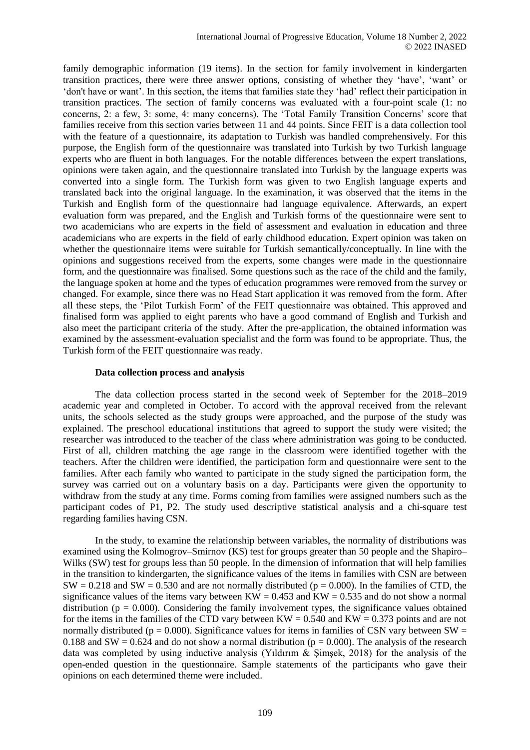family demographic information (19 items). In the section for family involvement in kindergarten transition practices, there were three answer options, consisting of whether they 'have', 'want' or 'don't have or want'. In this section, the items that families state they 'had' reflect their participation in transition practices. The section of family concerns was evaluated with a four-point scale (1: no concerns, 2: a few, 3: some, 4: many concerns). The 'Total Family Transition Concerns' score that families receive from this section varies between 11 and 44 points. Since FEIT is a data collection tool with the feature of a questionnaire, its adaptation to Turkish was handled comprehensively. For this purpose, the English form of the questionnaire was translated into Turkish by two Turkish language experts who are fluent in both languages. For the notable differences between the expert translations, opinions were taken again, and the questionnaire translated into Turkish by the language experts was converted into a single form. The Turkish form was given to two English language experts and translated back into the original language. In the examination, it was observed that the items in the Turkish and English form of the questionnaire had language equivalence. Afterwards, an expert evaluation form was prepared, and the English and Turkish forms of the questionnaire were sent to two academicians who are experts in the field of assessment and evaluation in education and three academicians who are experts in the field of early childhood education. Expert opinion was taken on whether the questionnaire items were suitable for Turkish semantically/conceptually. In line with the opinions and suggestions received from the experts, some changes were made in the questionnaire form, and the questionnaire was finalised. Some questions such as the race of the child and the family, the language spoken at home and the types of education programmes were removed from the survey or changed. For example, since there was no Head Start application it was removed from the form. After all these steps, the 'Pilot Turkish Form' of the FEIT questionnaire was obtained. This approved and finalised form was applied to eight parents who have a good command of English and Turkish and also meet the participant criteria of the study. After the pre-application, the obtained information was examined by the assessment-evaluation specialist and the form was found to be appropriate. Thus, the Turkish form of the FEIT questionnaire was ready.

**Data collection process and analysis**

The data collection process started in the second week of September for the 2018–2019 academic year and completed in October. To accord with the approval received from the relevant units, the schools selected as the study groups were approached, and the purpose of the study was explained. The preschool educational institutions that agreed to support the study were visited; the researcher was introduced to the teacher of the class where administration was going to be conducted. First of all, children matching the age range in the classroom were identified together with the teachers. After the children were identified, the participation form and questionnaire were sent to the families. After each family who wanted to participate in the study signed the participation form, the survey was carried out on a voluntary basis on a day. Participants were given the opportunity to withdraw from the study at any time. Forms coming from families were assigned numbers such as the participant codes of P1, P2. The study used descriptive statistical analysis and a chi-square test regarding families having CSN.

In the study, to examine the relationship between variables, the normality of distributions was examined using the Kolmogrov–Smirnov (KS) test for groups greater than 50 people and the Shapiro–Wilks (SW) test for groups less than 50 people. In the dimension of information that will help families in the transition to kindergarten, the significance values of the items in families with CSN are between $SW = 0.218$ and $SW = 0.530$ and are not normally distributed ($p = 0.000$). In the families of CTD, the significance values of the items vary between $KW = 0.453$ and $KW = 0.535$ and do not show a normal distribution ($p = 0.000$). Considering the family involvement types, the significance values obtained for the items in the families of the CTD vary between $KW = 0.540$ and $KW = 0.373$ points and are not normally distributed ($p = 0.000$). Significance values for items in families of CSN vary between $SW = 0.188$ and $SW = 0.624$ and do not show a normal distribution ($p = 0.000$). The analysis of the research data was completed by using inductive analysis (Yıldırım & Şimşek, 2018) for the analysis of the open-ended question in the questionnaire. Sample statements of the participants who gave their opinions on each determined theme were included.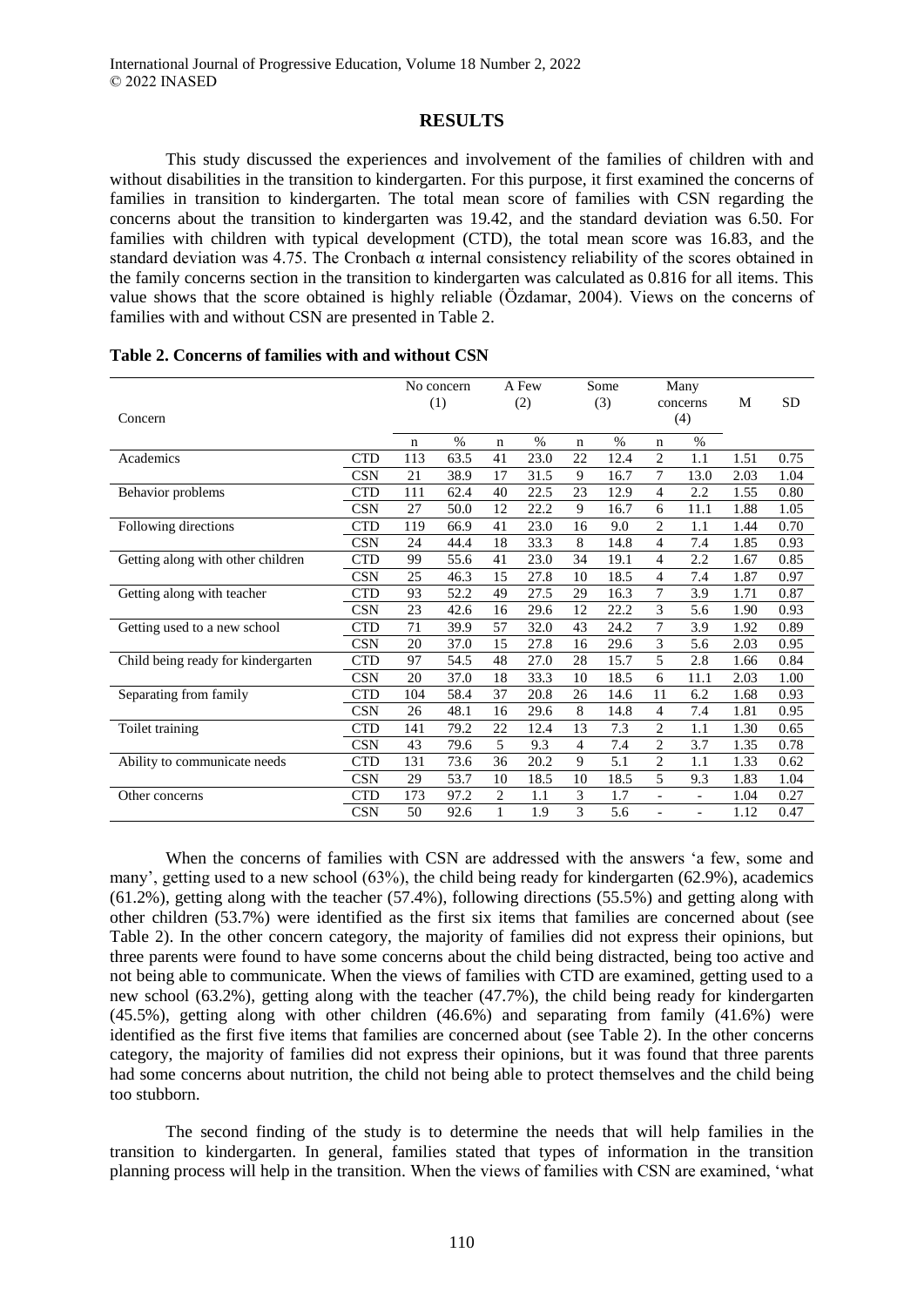## RESULTS

This study discussed the experiences and involvement of the families of children with and without disabilities in the transition to kindergarten. For this purpose, it first examined the concerns of families in transition to kindergarten. The total mean score of families with CSN regarding the concerns about the transition to kindergarten was 19.42, and the standard deviation was 6.50. For families with children with typical development (CTD), the total mean score was 16.83, and the standard deviation was 4.75. The Cronbach α internal consistency reliability of the scores obtained in the family concerns section in the transition to kindergarten was calculated as 0.816 for all items. This value shows that the score obtained is highly reliable (Özdamar, 2004). Views on the concerns of families with and without CSN are presented in Table 2.

**Table 2. Concerns of families with and without CSN**

| Concern | | No concern (1) | | A Few (2) | | Some (3) | | Many concerns (4) | | M | SD |
|---|---|---|---|---|---|---|---|---|---|---|---|
| | | n | % | n | % | n | % | n | % | | |
| Academics | CTD | 113 | 63.5 | 41 | 23.0 | 22 | 12.4 | 2 | 1.1 | 1.51 | 0.75 |
| | CSN | 21 | 38.9 | 17 | 31.5 | 9 | 16.7 | 7 | 13.0 | 2.03 | 1.04 |
| Behavior problems | CTD | 111 | 62.4 | 40 | 22.5 | 23 | 12.9 | 4 | 2.2 | 1.55 | 0.80 |
| | CSN | 27 | 50.0 | 12 | 22.2 | 9 | 16.7 | 6 | 11.1 | 1.88 | 1.05 |
| Following directions | CTD | 119 | 66.9 | 41 | 23.0 | 16 | 9.0 | 2 | 1.1 | 1.44 | 0.70 |
| | CSN | 24 | 44.4 | 18 | 33.3 | 8 | 14.8 | 4 | 7.4 | 1.85 | 0.93 |
| Getting along with other children | CTD | 99 | 55.6 | 41 | 23.0 | 34 | 19.1 | 4 | 2.2 | 1.67 | 0.85 |
| | CSN | 25 | 46.3 | 15 | 27.8 | 10 | 18.5 | 4 | 7.4 | 1.87 | 0.97 |
| Getting along with teacher | CTD | 93 | 52.2 | 49 | 27.5 | 29 | 16.3 | 7 | 3.9 | 1.71 | 0.87 |
| | CSN | 23 | 42.6 | 16 | 29.6 | 12 | 22.2 | 3 | 5.6 | 1.90 | 0.93 |
| Getting used to a new school | CTD | 71 | 39.9 | 57 | 32.0 | 43 | 24.2 | 7 | 3.9 | 1.92 | 0.89 |
| | CSN | 20 | 37.0 | 15 | 27.8 | 16 | 29.6 | 3 | 5.6 | 2.03 | 0.95 |
| Child being ready for kindergarten | CTD | 97 | 54.5 | 48 | 27.0 | 28 | 15.7 | 5 | 2.8 | 1.66 | 0.84 |
| | CSN | 20 | 37.0 | 18 | 33.3 | 10 | 18.5 | 6 | 11.1 | 2.03 | 1.00 |
| Separating from family | CTD | 104 | 58.4 | 37 | 20.8 | 26 | 14.6 | 11 | 6.2 | 1.68 | 0.93 |
| | CSN | 26 | 48.1 | 16 | 29.6 | 8 | 14.8 | 4 | 7.4 | 1.81 | 0.95 |
| Toilet training | CTD | 141 | 79.2 | 22 | 12.4 | 13 | 7.3 | 2 | 1.1 | 1.30 | 0.65 |
| | CSN | 43 | 79.6 | 5 | 9.3 | 4 | 7.4 | 2 | 3.7 | 1.35 | 0.78 |
| Ability to communicate needs | CTD | 131 | 73.6 | 36 | 20.2 | 9 | 5.1 | 2 | 1.1 | 1.33 | 0.62 |
| | CSN | 29 | 53.7 | 10 | 18.5 | 10 | 18.5 | 5 | 9.3 | 1.83 | 1.04 |
| Other concerns | CTD | 173 | 97.2 | 2 | 1.1 | 3 | 1.7 | - | - | 1.04 | 0.27 |
| | CSN | 50 | 92.6 | 1 | 1.9 | 3 | 5.6 | - | - | 1.12 | 0.47 |

When the concerns of families with CSN are addressed with the answers 'a few, some and many', getting used to a new school (63%), the child being ready for kindergarten (62.9%), academics (61.2%), getting along with the teacher (57.4%), following directions (55.5%) and getting along with other children (53.7%) were identified as the first six items that families are concerned about (see Table 2). In the other concern category, the majority of families did not express their opinions, but three parents were found to have some concerns about the child being distracted, being too active and not being able to communicate. When the views of families with CTD are examined, getting used to a new school (63.2%), getting along with the teacher (47.7%), the child being ready for kindergarten (45.5%), getting along with other children (46.6%) and separating from family (41.6%) were identified as the first five items that families are concerned about (see Table 2). In the other concerns category, the majority of families did not express their opinions, but it was found that three parents had some concerns about nutrition, the child not being able to protect themselves and the child being too stubborn.

The second finding of the study is to determine the needs that will help families in the transition to kindergarten. In general, families stated that types of information in the transition planning process will help in the transition. When the views of families with CSN are examined, 'what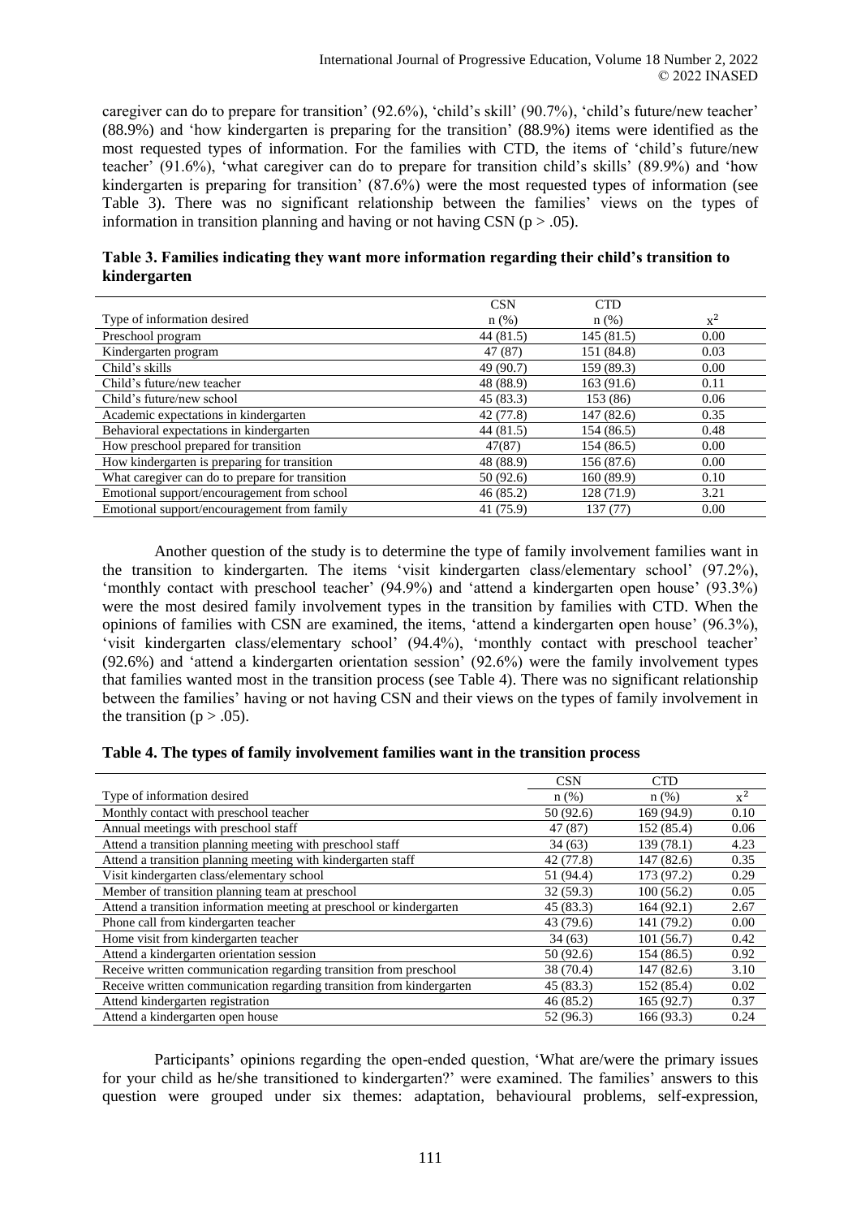caregiver can do to prepare for transition' (92.6%), 'child's skill' (90.7%), 'child's future/new teacher' (88.9%) and 'how kindergarten is preparing for the transition' (88.9%) items were identified as the most requested types of information. For the families with CTD, the items of 'child's future/new teacher' (91.6%), 'what caregiver can do to prepare for transition child's skills' (89.9%) and 'how kindergarten is preparing for transition' (87.6%) were the most requested types of information (see Table 3). There was no significant relationship between the families' views on the types of information in transition planning and having or not having CSN ($p > .05$).

**Table 3. Families indicating they want more information regarding their child's transition to kindergarten**

| Type of information desired | CSN n (%) | CTD n (%) | $x^2$ |
|---|---|---|---|
| Preschool program | 44 (81.5) | 145 (81.5) | 0.00 |
| Kindergarten program | 47 (87) | 151 (84.8) | 0.03 |
| Child's skills | 49 (90.7) | 159 (89.3) | 0.00 |
| Child's future/new teacher | 48 (88.9) | 163 (91.6) | 0.11 |
| Child's future/new school | 45 (83.3) | 153 (86) | 0.06 |
| Academic expectations in kindergarten | 42 (77.8) | 147 (82.6) | 0.35 |
| Behavioral expectations in kindergarten | 44 (81.5) | 154 (86.5) | 0.48 |
| How preschool prepared for transition | 47(87) | 154 (86.5) | 0.00 |
| How kindergarten is preparing for transition | 48 (88.9) | 156 (87.6) | 0.00 |
| What caregiver can do to prepare for transition | 50 (92.6) | 160 (89.9) | 0.10 |
| Emotional support/encouragement from school | 46 (85.2) | 128 (71.9) | 3.21 |
| Emotional support/encouragement from family | 41 (75.9) | 137 (77) | 0.00 |

Another question of the study is to determine the type of family involvement families want in the transition to kindergarten. The items 'visit kindergarten class/elementary school' (97.2%), 'monthly contact with preschool teacher' (94.9%) and 'attend a kindergarten open house' (93.3%) were the most desired family involvement types in the transition by families with CTD. When the opinions of families with CSN are examined, the items, 'attend a kindergarten open house' (96.3%), 'visit kindergarten class/elementary school' (94.4%), 'monthly contact with preschool teacher' (92.6%) and 'attend a kindergarten orientation session' (92.6%) were the family involvement types that families wanted most in the transition process (see Table 4). There was no significant relationship between the families' having or not having CSN and their views on the types of family involvement in the transition ($p > .05$).

**Table 4. The types of family involvement families want in the transition process**

| Type of information desired | CSN n (%) | CTD n (%) | $x^2$ |
|---|---|---|---|
| Monthly contact with preschool teacher | 50 (92.6) | 169 (94.9) | 0.10 |
| Annual meetings with preschool staff | 47 (87) | 152 (85.4) | 0.06 |
| Attend a transition planning meeting with preschool staff | 34 (63) | 139 (78.1) | 4.23 |
| Attend a transition planning meeting with kindergarten staff | 42 (77.8) | 147 (82.6) | 0.35 |
| Visit kindergarten class/elementary school | 51 (94.4) | 173 (97.2) | 0.29 |
| Member of transition planning team at preschool | 32 (59.3) | 100 (56.2) | 0.05 |
| Attend a transition information meeting at preschool or kindergarten | 45 (83.3) | 164 (92.1) | 2.67 |
| Phone call from kindergarten teacher | 43 (79.6) | 141 (79.2) | 0.00 |
| Home visit from kindergarten teacher | 34 (63) | 101 (56.7) | 0.42 |
| Attend a kindergarten orientation session | 50 (92.6) | 154 (86.5) | 0.92 |
| Receive written communication regarding transition from preschool | 38 (70.4) | 147 (82.6) | 3.10 |
| Receive written communication regarding transition from kindergarten | 45 (83.3) | 152 (85.4) | 0.02 |
| Attend kindergarten registration | 46 (85.2) | 165 (92.7) | 0.37 |
| Attend a kindergarten open house | 52 (96.3) | 166 (93.3) | 0.24 |

Participants' opinions regarding the open-ended question, 'What are/were the primary issues for your child as he/she transitioned to kindergarten?' were examined. The families' answers to this question were grouped under six themes: adaptation, behavioural problems, self-expression,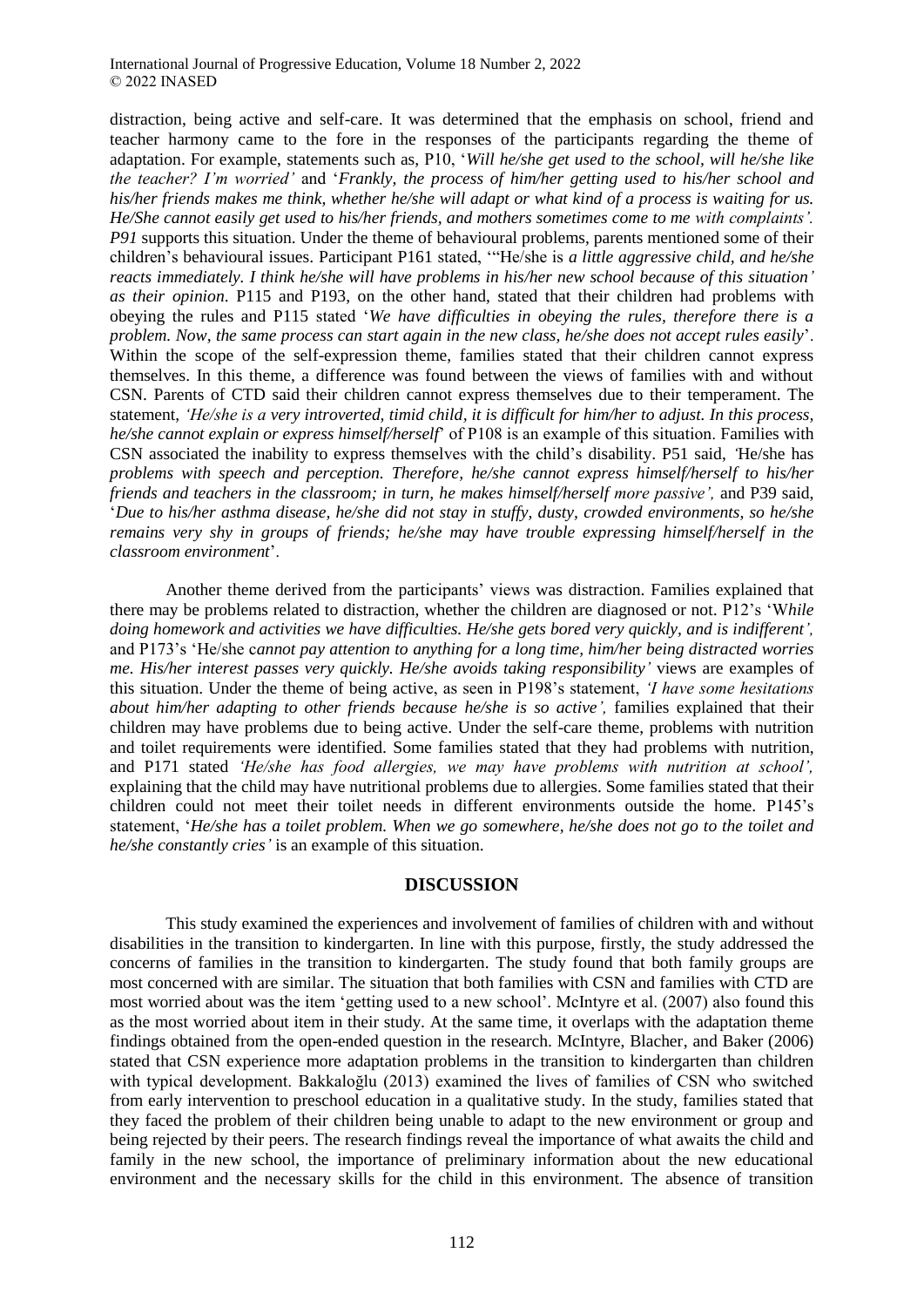distraction, being active and self-care. It was determined that the emphasis on school, friend and teacher harmony came to the fore in the responses of the participants regarding the theme of adaptation. For example, statements such as, P10, '*Will he/she get used to the school, will he/she like the teacher? I'm worried'* and '*Frankly, the process of him/her getting used to his/her school and his/her friends makes me think, whether he/she will adapt or what kind of a process is waiting for us. He/She cannot easily get used to his/her friends, and mothers sometimes come to me with complaints'. P91* supports this situation. Under the theme of behavioural problems, parents mentioned some of their children's behavioural issues. Participant P161 stated, '"He/she is *a little aggressive child, and he/she reacts immediately. I think he/she will have problems in his/her new school because of this situation' as their opinion*. P115 and P193, on the other hand, stated that their children had problems with obeying the rules and P115 stated '*We have difficulties in obeying the rules, therefore there is a problem. Now, the same process can start again in the new class, he/she does not accept rules easily*'. Within the scope of the self-expression theme, families stated that their children cannot express themselves. In this theme, a difference was found between the views of families with and without CSN. Parents of CTD said their children cannot express themselves due to their temperament. The statement, *'He/she is a very introverted, timid child, it is difficult for him/her to adjust. In this process, he/she cannot explain or express himself/herself*' of P108 is an example of this situation. Families with CSN associated the inability to express themselves with the child's disability. P51 said, *'*He/she has *problems with speech and perception. Therefore, he/she cannot express himself/herself to his/her friends and teachers in the classroom; in turn, he makes himself/herself more passive',* and P39 said, '*Due to his/her asthma disease, he/she did not stay in stuffy, dusty, crowded environments, so he/she remains very shy in groups of friends; he/she may have trouble expressing himself/herself in the classroom environment*'.

Another theme derived from the participants' views was distraction. Families explained that there may be problems related to distraction, whether the children are diagnosed or not. P12's 'W*hile doing homework and activities we have difficulties. He/she gets bored very quickly, and is indifferent',* and P173's 'He/she c*annot pay attention to anything for a long time, him/her being distracted worries me. His/her interest passes very quickly. He/she avoids taking responsibility'* views are examples of this situation. Under the theme of being active, as seen in P198's statement, *'I have some hesitations about him/her adapting to other friends because he/she is so active',* families explained that their children may have problems due to being active. Under the self-care theme, problems with nutrition and toilet requirements were identified. Some families stated that they had problems with nutrition, and P171 stated *'He/she has food allergies, we may have problems with nutrition at school',* explaining that the child may have nutritional problems due to allergies. Some families stated that their children could not meet their toilet needs in different environments outside the home. P145's statement, '*He/she has a toilet problem. When we go somewhere, he/she does not go to the toilet and he/she constantly cries'* is an example of this situation.

## DISCUSSION

This study examined the experiences and involvement of families of children with and without disabilities in the transition to kindergarten. In line with this purpose, firstly, the study addressed the concerns of families in the transition to kindergarten. The study found that both family groups are most concerned with are similar. The situation that both families with CSN and families with CTD are most worried about was the item 'getting used to a new school'. McIntyre et al. (2007) also found this as the most worried about item in their study. At the same time, it overlaps with the adaptation theme findings obtained from the open-ended question in the research. McIntyre, Blacher, and Baker (2006) stated that CSN experience more adaptation problems in the transition to kindergarten than children with typical development. Bakkaloğlu (2013) examined the lives of families of CSN who switched from early intervention to preschool education in a qualitative study. In the study, families stated that they faced the problem of their children being unable to adapt to the new environment or group and being rejected by their peers. The research findings reveal the importance of what awaits the child and family in the new school, the importance of preliminary information about the new educational environment and the necessary skills for the child in this environment. The absence of transition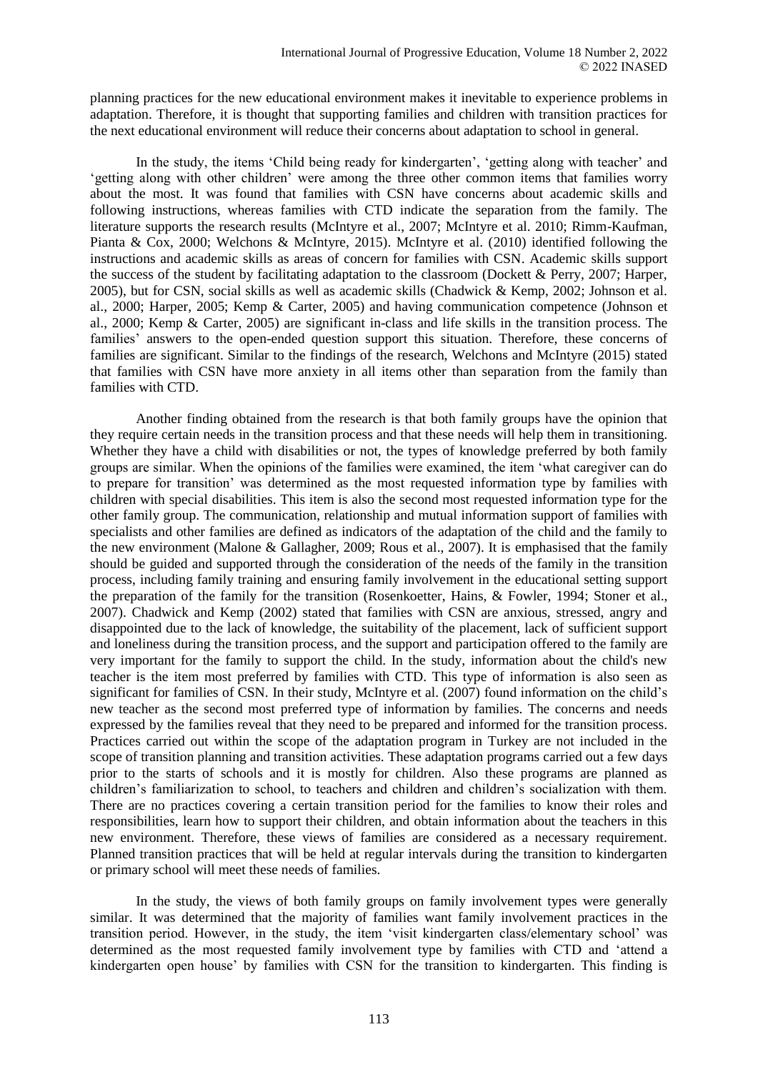planning practices for the new educational environment makes it inevitable to experience problems in adaptation. Therefore, it is thought that supporting families and children with transition practices for the next educational environment will reduce their concerns about adaptation to school in general.

In the study, the items 'Child being ready for kindergarten', 'getting along with teacher' and 'getting along with other children' were among the three other common items that families worry about the most. It was found that families with CSN have concerns about academic skills and following instructions, whereas families with CTD indicate the separation from the family. The literature supports the research results (McIntyre et al., 2007; McIntyre et al. 2010; Rimm-Kaufman, Pianta & Cox, 2000; Welchons & McIntyre, 2015). McIntyre et al. (2010) identified following the instructions and academic skills as areas of concern for families with CSN. Academic skills support the success of the student by facilitating adaptation to the classroom (Dockett & Perry, 2007; Harper, 2005), but for CSN, social skills as well as academic skills (Chadwick & Kemp, 2002; Johnson et al. al., 2000; Harper, 2005; Kemp & Carter, 2005) and having communication competence (Johnson et al., 2000; Kemp & Carter, 2005) are significant in-class and life skills in the transition process. The families' answers to the open-ended question support this situation. Therefore, these concerns of families are significant. Similar to the findings of the research, Welchons and McIntyre (2015) stated that families with CSN have more anxiety in all items other than separation from the family than families with CTD.

Another finding obtained from the research is that both family groups have the opinion that they require certain needs in the transition process and that these needs will help them in transitioning. Whether they have a child with disabilities or not, the types of knowledge preferred by both family groups are similar. When the opinions of the families were examined, the item 'what caregiver can do to prepare for transition' was determined as the most requested information type by families with children with special disabilities. This item is also the second most requested information type for the other family group. The communication, relationship and mutual information support of families with specialists and other families are defined as indicators of the adaptation of the child and the family to the new environment (Malone & Gallagher, 2009; Rous et al., 2007). It is emphasised that the family should be guided and supported through the consideration of the needs of the family in the transition process, including family training and ensuring family involvement in the educational setting support the preparation of the family for the transition (Rosenkoetter, Hains, & Fowler, 1994; Stoner et al., 2007). Chadwick and Kemp (2002) stated that families with CSN are anxious, stressed, angry and disappointed due to the lack of knowledge, the suitability of the placement, lack of sufficient support and loneliness during the transition process, and the support and participation offered to the family are very important for the family to support the child. In the study, information about the child's new teacher is the item most preferred by families with CTD. This type of information is also seen as significant for families of CSN. In their study, McIntyre et al. (2007) found information on the child's new teacher as the second most preferred type of information by families. The concerns and needs expressed by the families reveal that they need to be prepared and informed for the transition process. Practices carried out within the scope of the adaptation program in Turkey are not included in the scope of transition planning and transition activities. These adaptation programs carried out a few days prior to the starts of schools and it is mostly for children. Also these programs are planned as children's familiarization to school, to teachers and children and children's socialization with them. There are no practices covering a certain transition period for the families to know their roles and responsibilities, learn how to support their children, and obtain information about the teachers in this new environment. Therefore, these views of families are considered as a necessary requirement. Planned transition practices that will be held at regular intervals during the transition to kindergarten or primary school will meet these needs of families.

In the study, the views of both family groups on family involvement types were generally similar. It was determined that the majority of families want family involvement practices in the transition period. However, in the study, the item 'visit kindergarten class/elementary school' was determined as the most requested family involvement type by families with CTD and 'attend a kindergarten open house' by families with CSN for the transition to kindergarten. This finding is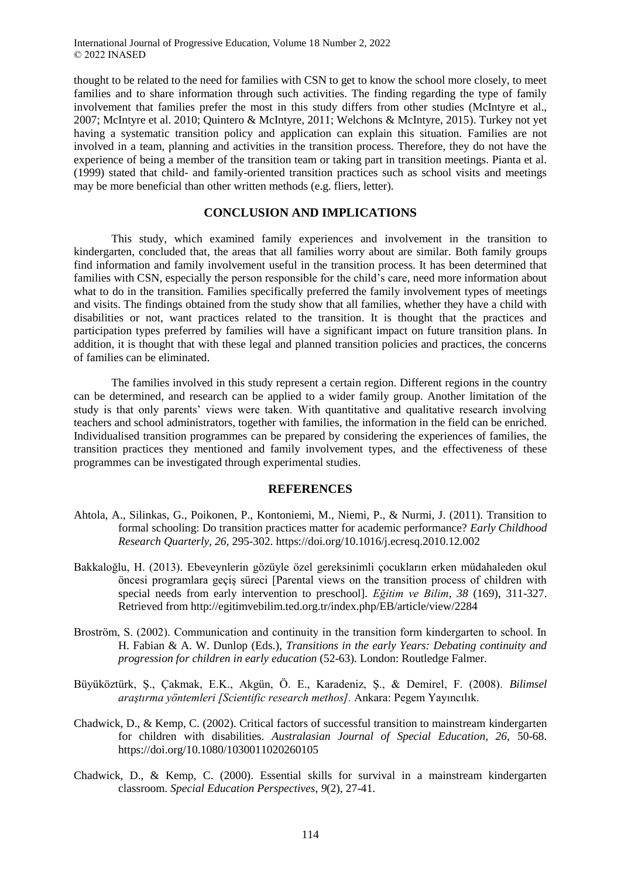thought to be related to the need for families with CSN to get to know the school more closely, to meet families and to share information through such activities. The finding regarding the type of family involvement that families prefer the most in this study differs from other studies (McIntyre et al., 2007; McIntyre et al. 2010; Quintero & McIntyre, 2011; Welchons & McIntyre, 2015). Turkey not yet having a systematic transition policy and application can explain this situation. Families are not involved in a team, planning and activities in the transition process. Therefore, they do not have the experience of being a member of the transition team or taking part in transition meetings. Pianta et al. (1999) stated that child- and family-oriented transition practices such as school visits and meetings may be more beneficial than other written methods (e.g. fliers, letter).

## CONCLUSION AND IMPLICATIONS

This study, which examined family experiences and involvement in the transition to kindergarten, concluded that, the areas that all families worry about are similar. Both family groups find information and family involvement useful in the transition process. It has been determined that families with CSN, especially the person responsible for the child's care, need more information about what to do in the transition. Families specifically preferred the family involvement types of meetings and visits. The findings obtained from the study show that all families, whether they have a child with disabilities or not, want practices related to the transition. It is thought that the practices and participation types preferred by families will have a significant impact on future transition plans. In addition, it is thought that with these legal and planned transition policies and practices, the concerns of families can be eliminated.

The families involved in this study represent a certain region. Different regions in the country can be determined, and research can be applied to a wider family group. Another limitation of the study is that only parents' views were taken. With quantitative and qualitative research involving teachers and school administrators, together with families, the information in the field can be enriched. Individualised transition programmes can be prepared by considering the experiences of families, the transition practices they mentioned and family involvement types, and the effectiveness of these programmes can be investigated through experimental studies.

## REFERENCES

Ahtola, A., Silinkas, G., Poikonen, P., Kontoniemi, M., Niemi, P., & Nurmi, J. (2011). Transition to formal schooling: Do transition practices matter for academic performance? *Early Childhood Research Quarterly, 26,* 295-302. https://doi.org/10.1016/j.ecresq.2010.12.002

Bakkaloğlu, H. (2013). Ebeveynlerin gözüyle özel gereksinimli çocukların erken müdahaleden okul öncesi programlara geçiş süreci [Parental views on the transition process of children with special needs from early intervention to preschool]. *Eğitim ve Bilim*, *38* (169), 311-327. Retrieved from http://egitimvebilim.ted.org.tr/index.php/EB/article/view/2284

Broström, S. (2002). Communication and continuity in the transition form kindergarten to school. In H. Fabian & A. W. Dunlop (Eds.), *Transitions in the early Years: Debating continuity and progression for children in early education* (52-63). London: Routledge Falmer.

Büyüköztürk, Ş., Çakmak, E.K., Akgün, Ö. E., Karadeniz, Ş., & Demirel, F. (2008). *Bilimsel araştırma yöntemleri [Scientific research methos].* Ankara: Pegem Yayıncılık.

Chadwick, D., & Kemp, C. (2002). Critical factors of successful transition to mainstream kindergarten for children with disabilities. *Australasian Journal of Special Education, 26,* 50-68. https://doi.org/10.1080/1030011020260105

Chadwick, D., & Kemp, C. (2000). Essential skills for survival in a mainstream kindergarten classroom. *Special Education Perspectives*, *9*(2), 27-41.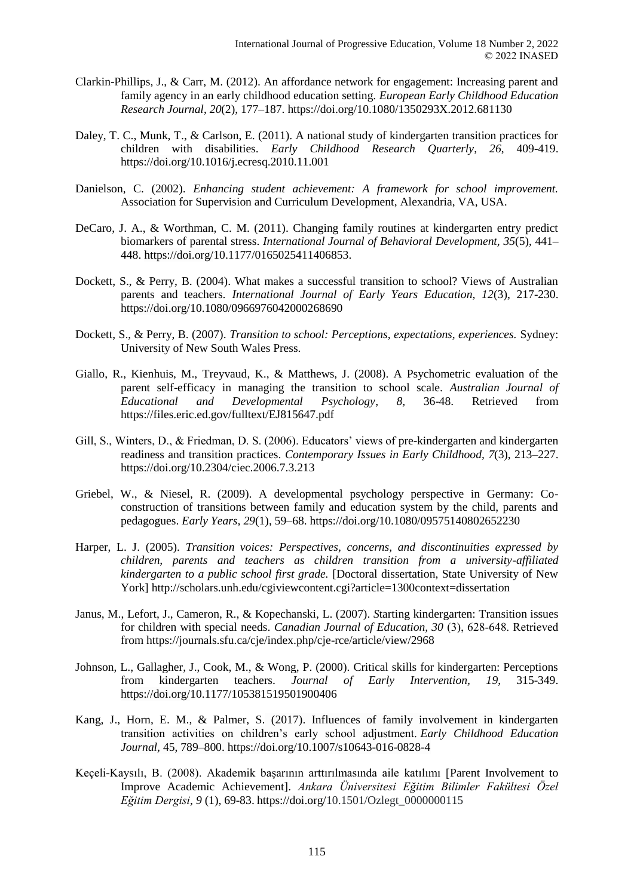Clarkin-Phillips, J., & Carr, M. (2012). An affordance network for engagement: Increasing parent and family agency in an early childhood education setting. *European Early Childhood Education Research Journal*, *20*(2), 177–187. https://doi.org/10.1080/1350293X.2012.681130

Daley, T. C., Munk, T., & Carlson, E. (2011). A national study of kindergarten transition practices for children with disabilities. *Early Childhood Research Quarterly*, *26*, 409-419. https://doi.org/10.1016/j.ecresq.2010.11.001

Danielson, C. (2002). *Enhancing student achievement: A framework for school improvement.* Association for Supervision and Curriculum Development, Alexandria, VA, USA.

DeCaro, J. A., & Worthman, C. M. (2011). Changing family routines at kindergarten entry predict biomarkers of parental stress. *International Journal of Behavioral Development*, *35*(5), 441–448. https://doi.org/10.1177/0165025411406853.

Dockett, S., & Perry, B. (2004). What makes a successful transition to school? Views of Australian parents and teachers. *International Journal of Early Years Education, 12*(3), 217-230. https://doi.org/10.1080/0966976042000268690

Dockett, S., & Perry, B. (2007). *Transition to school: Perceptions, expectations, experiences.* Sydney: University of New South Wales Press.

Giallo, R., Kienhuis, M., Treyvaud, K., & Matthews, J. (2008). A Psychometric evaluation of the parent self-efficacy in managing the transition to school scale. *Australian Journal of Educational and Developmental Psychology, 8,* 36-48. Retrieved from https://files.eric.ed.gov/fulltext/EJ815647.pdf

Gill, S., Winters, D., & Friedman, D. S. (2006). Educators' views of pre-kindergarten and kindergarten readiness and transition practices. *Contemporary Issues in Early Childhood, 7*(3), 213–227. https://doi.org/10.2304/ciec.2006.7.3.213

Griebel, W., & Niesel, R. (2009). A developmental psychology perspective in Germany: Co-construction of transitions between family and education system by the child, parents and pedagogues. *Early Years, 29*(1), 59–68. https://doi.org/10.1080/09575140802652230

Harper, L. J. (2005). *Transition voices: Perspectives, concerns, and discontinuities expressed by children, parents and teachers as children transition from a university-affiliated kindergarten to a public school first grade.* [Doctoral dissertation, State University of New York] http://scholars.unh.edu/cgiviewcontent.cgi?article=1300context=dissertation

Janus, M., Lefort, J., Cameron, R., & Kopechanski, L. (2007). *S*tarting kindergarten: Transition issues for children with special needs. *Canadian Journal of Education, 30* (3), 628-648. Retrieved from https://journals.sfu.ca/cje/index.php/cje-rce/article/view/2968

Johnson, L., Gallagher, J., Cook, M., & Wong, P. (2000). Critical skills for kindergarten: Perceptions from kindergarten teachers. *Journal of Early Intervention, 19*, 315-349. https://doi.org/10.1177/105381519501900406

Kang, J., Horn, E. M., & Palmer, S. (2017). Influences of family involvement in kindergarten transition activities on children's early school adjustment. *Early Childhood Education Journal,* 45, 789–800. https://doi.org/10.1007/s10643-016-0828-4

Keçeli-Kaysılı, B. (2008). Akademik başarının arttırılmasında aile katılımı [Parent Involvement to Improve Academic Achievement]. *Ankara Üniversitesi Eğitim Bilimler Fakültesi Özel Eğitim Dergisi*, *9* (1), 69-83. https://doi.org/10.1501/Ozlegt_0000000115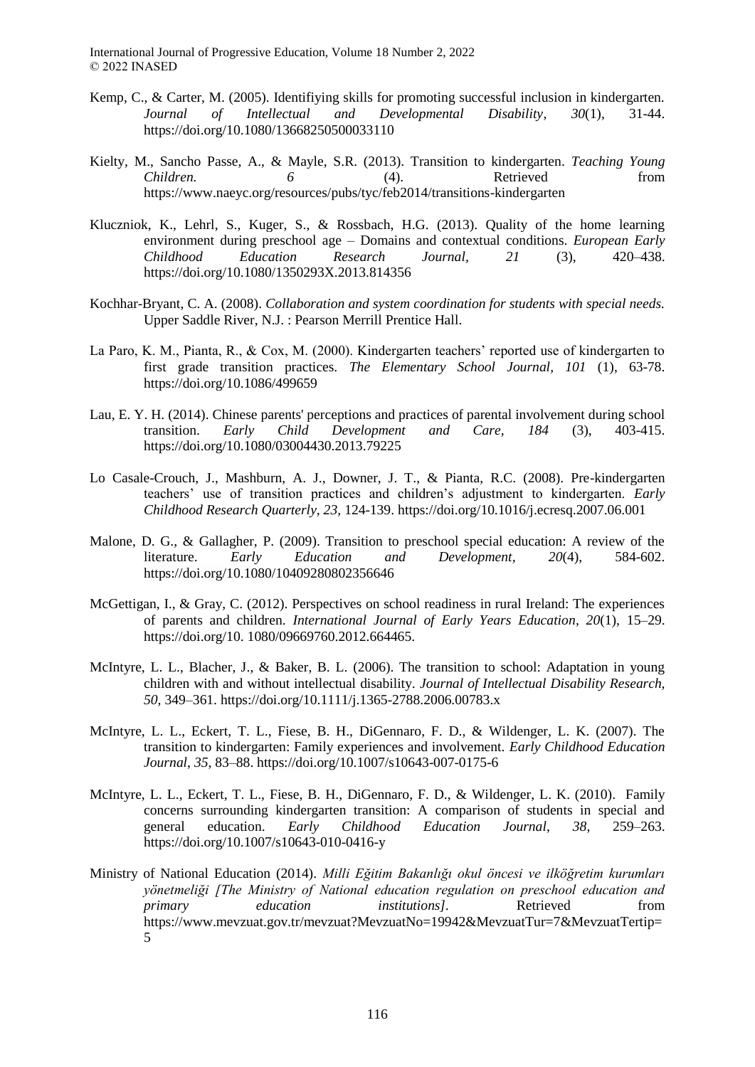Kemp, C., & Carter, M. (2005). Identifiying skills for promoting successful inclusion in kindergarten. *Journal of Intellectual and Developmental Disability*, *30*(1), 31-44. https://doi.org/10.1080/13668250500033110

Kielty, M., Sancho Passe, A., & Mayle, S.R. (2013). Transition to kindergarten. *Teaching Young Children. 6* (4). Retrieved from https://www.naeyc.org/resources/pubs/tyc/feb2014/transitions-kindergarten

Kluczniok, K., Lehrl, S., Kuger, S., & Rossbach, H.G. (2013). Quality of the home learning environment during preschool age – Domains and contextual conditions. *European Early Childhood Education Research Journal, 21* (3), 420–438. https://doi.org/10.1080/1350293X.2013.814356

Kochhar-Bryant, C. A. (2008). *Collaboration and system coordination for students with special needs.* Upper Saddle River, N.J. : Pearson Merrill Prentice Hall.

La Paro, K. M., Pianta, R., & Cox, M. (2000). Kindergarten teachers' reported use of kindergarten to first grade transition practices. *The Elementary School Journal, 101* (1), 63-78. https://doi.org/10.1086/499659

Lau, E. Y. H. (2014). Chinese parents' perceptions and practices of parental involvement during school transition. *Early Child Development and Care, 184* (3), 403-415. https://doi.org/10.1080/03004430.2013.79225

Lo Casale-Crouch, J., Mashburn, A. J., Downer, J. T., & Pianta, R.C. (2008). Pre-kindergarten teachers' use of transition practices and children's adjustment to kindergarten. *Early Childhood Research Quarterly, 23,* 124-139. https://doi.org/10.1016/j.ecresq.2007.06.001

Malone, D. G., & Gallagher, P. (2009). Transition to preschool special education: A review of the literature. *Early Education and Development*, *20*(4), 584-602. https://doi.org/10.1080/10409280802356646

McGettigan, I., & Gray, C. (2012). Perspectives on school readiness in rural Ireland: The experiences of parents and children. *International Journal of Early Years Education*, *20*(1), 15–29. https://doi.org/10. 1080/09669760.2012.664465.

McIntyre, L. L., Blacher, J., & Baker, B. L. (2006). The transition to school: Adaptation in young children with and without intellectual disability. *Journal of Intellectual Disability Research, 50,* 349–361. https://doi.org/10.1111/j.1365-2788.2006.00783.x

McIntyre, L. L., Eckert, T. L., Fiese, B. H., DiGennaro, F. D., & Wildenger, L. K. (2007). The transition to kindergarten: Family experiences and involvement. *Early Childhood Education Journal, 35,* 83–88. https://doi.org/10.1007/s10643-007-0175-6

McIntyre, L. L., Eckert, T. L., Fiese, B. H., DiGennaro, F. D., & Wildenger, L. K. (2010). Family concerns surrounding kindergarten transition: A comparison of students in special and general education. *Early Childhood Education Journal, 38,* 259–263. https://doi.org/10.1007/s10643-010-0416-y

Ministry of National Education (2014). *Milli Eğitim Bakanlığı okul öncesi ve ilköğretim kurumları yönetmeliği [The Ministry of National education regulation on preschool education and primary education institutions].* Retrieved from https://www.mevzuat.gov.tr/mevzuat?MevzuatNo=19942&MevzuatTur=7&MevzuatTertip=5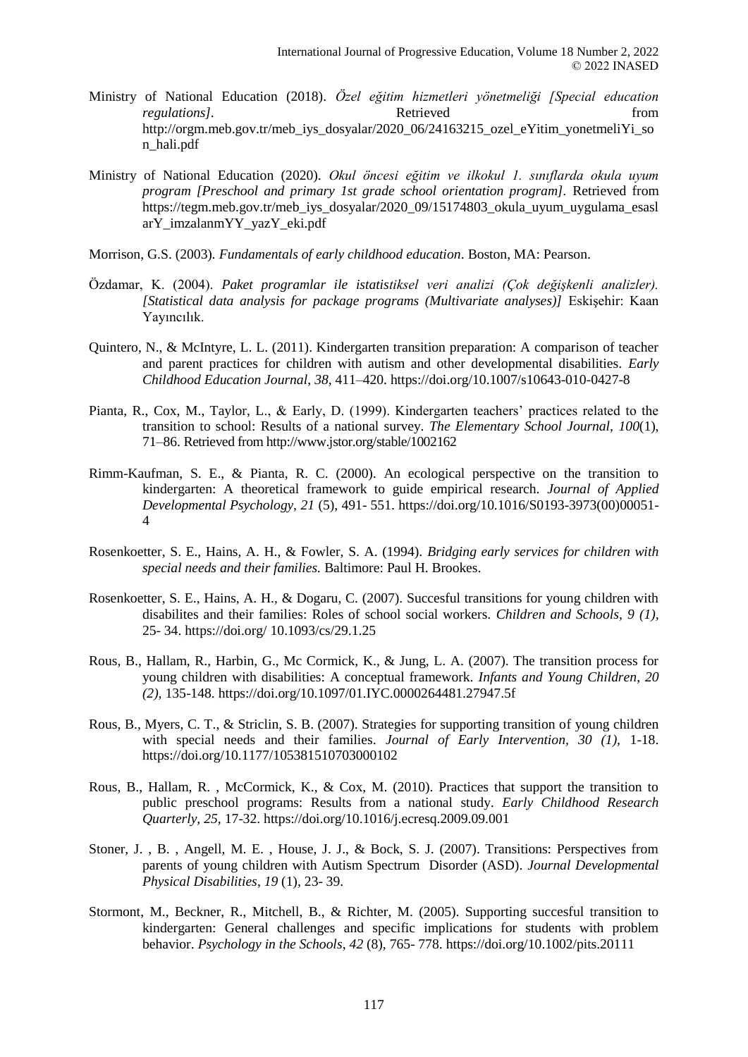Ministry of National Education (2018). *Özel eğitim hizmetleri yönetmeliği [Special education regulations]*. Retrieved from http://orgm.meb.gov.tr/meb_iys_dosyalar/2020_06/24163215_ozel_eYitim_yonetmeliYi_son_hali.pdf

Ministry of National Education (2020). *Okul öncesi eğitim ve ilkokul 1. sınıflarda okula uyum program [Preschool and primary 1st grade school orientation program]*. Retrieved from https://tegm.meb.gov.tr/meb_iys_dosyalar/2020_09/15174803_okula_uyum_uygulama_esaslarY_imzalanmYY_yazY_eki.pdf

Morrison, G.S. (2003). *Fundamentals of early childhood education*. Boston, MA: Pearson.

Özdamar, K. (2004). *Paket programlar ile istatistiksel veri analizi (Çok değişkenli analizler). [Statistical data analysis for package programs (Multivariate analyses)]* Eskişehir: Kaan Yayıncılık.

Quintero, N., & McIntyre, L. L. (2011). Kindergarten transition preparation: A comparison of teacher and parent practices for children with autism and other developmental disabilities. *Early Childhood Education Journal*, *38*, 411–420. https://doi.org/10.1007/s10643-010-0427-8

Pianta, R., Cox, M., Taylor, L., & Early, D. (1999). Kindergarten teachers' practices related to the transition to school: Results of a national survey. *The Elementary School Journal, 100*(1), 71–86. Retrieved from http://www.jstor.org/stable/1002162

Rimm-Kaufman, S. E., & Pianta, R. C. (2000). An ecological perspective on the transition to kindergarten: A theoretical framework to guide empirical research. *Journal of Applied Developmental Psychology, 21* (5), 491- 551. https://doi.org/10.1016/S0193-3973(00)00051-4

Rosenkoetter, S. E., Hains, A. H., & Fowler, S. A. (1994). *Bridging early services for children with special needs and their families.* Baltimore: Paul H. Brookes.

Rosenkoetter, S. E., Hains, A. H., & Dogaru, C. (2007). Succesful transitions for young children with disabilites and their families: Roles of school social workers. *Children and Schools*, *9 (1),* 25- 34. https://doi.org/ 10.1093/cs/29.1.25

Rous, B., Hallam, R., Harbin, G., Mc Cormick, K., & Jung, L. A. (2007). The transition process for young children with disabilities: A conceptual framework. *Infants and Young Children*, *20 (2),* 135-148. https://doi.org/10.1097/01.IYC.0000264481.27947.5f

Rous, B., Myers, C. T., & Striclin, S. B. (2007). Strategies for supporting transition of young children with special needs and their families. *Journal of Early Intervention, 30 (1),* 1-18. https://doi.org/10.1177/105381510703000102

Rous, B., Hallam, R. , McCormick, K., & Cox, M. (2010). Practices that support the transition to public preschool programs: Results from a national study. *Early Childhood Research Quarterly, 25,* 17-32. https://doi.org/10.1016/j.ecresq.2009.09.001

Stoner, J. , B. , Angell, M. E. , House, J. J., & Bock, S. J. (2007). Transitions: Perspectives from parents of young children with Autism Spectrum Disorder (ASD). *Journal Developmental Physical Disabilities*, *19* (1), 23- 39.

Stormont, M., Beckner, R., Mitchell, B., & Richter, M. (2005). Supporting succesful transition to kindergarten: General challenges and specific implications for students with problem behavior. *Psychology in the Schools*, *42* (8), 765- 778. https://doi.org/10.1002/pits.20111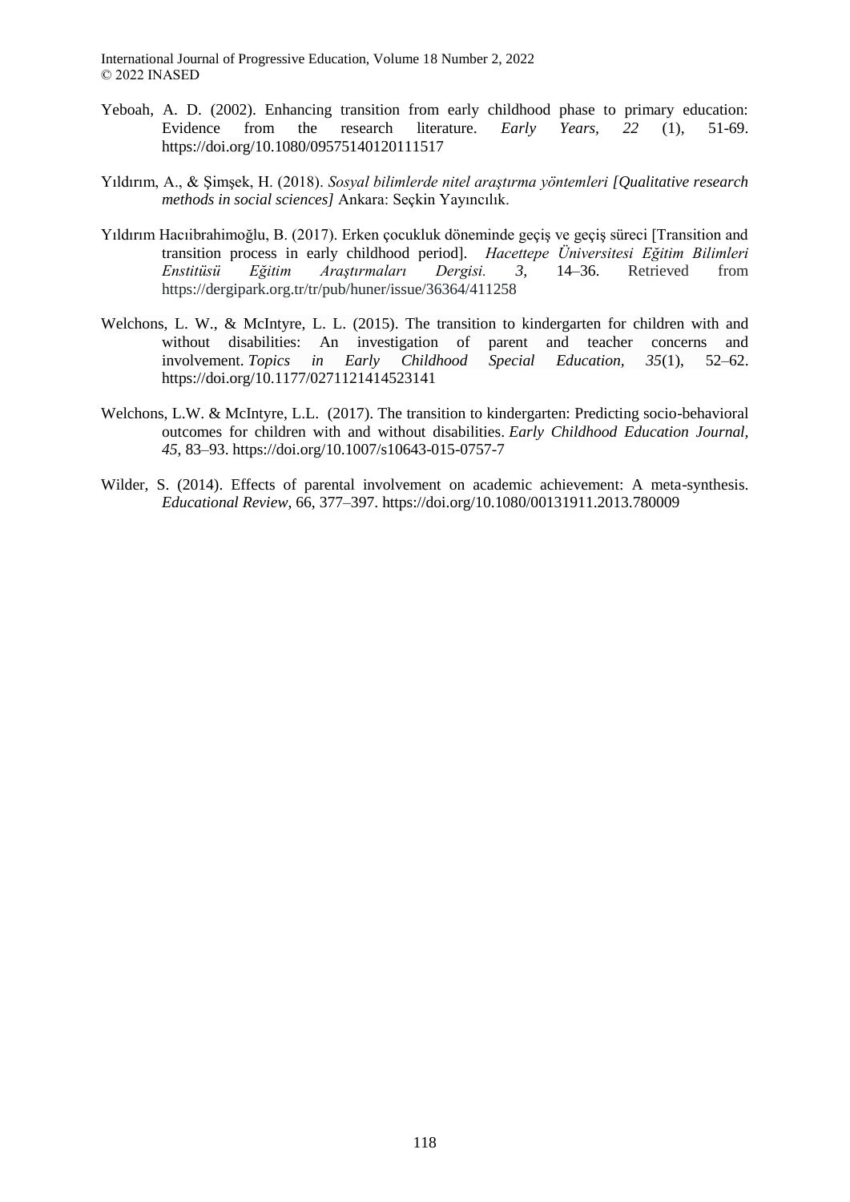Yeboah, A. D. (2002). Enhancing transition from early childhood phase to primary education: Evidence from the research literature. *Early Years, 22* (1), 51-69. https://doi.org/10.1080/09575140120111517

Yıldırım, A., & Şimşek, H. (2018). *Sosyal bilimlerde nitel araştırma yöntemleri [Qualitative research methods in social sciences]* Ankara: Seçkin Yayıncılık.

Yıldırım Hacıibrahimoğlu, B. (2017). Erken çocukluk döneminde geçiş ve geçiş süreci [Transition and transition process in early childhood period]. *Hacettepe Üniversitesi Eğitim Bilimleri Enstitüsü Eğitim Araştırmaları Dergisi. 3,* 14–36. Retrieved from https://dergipark.org.tr/tr/pub/huner/issue/36364/411258

Welchons, L. W., & McIntyre, L. L. (2015). The transition to kindergarten for children with and without disabilities: An investigation of parent and teacher concerns and involvement. *Topics in Early Childhood Special Education, 35*(1), 52–62. https://doi.org/10.1177/0271121414523141

Welchons, L.W. & McIntyre, L.L. (2017). The transition to kindergarten: Predicting socio-behavioral outcomes for children with and without disabilities. *Early Childhood Education Journal, 45,* 83–93. https://doi.org/10.1007/s10643-015-0757-7

Wilder, S. (2014). Effects of parental involvement on academic achievement: A meta-synthesis. *Educational Review*, 66, 377–397. https://doi.org/10.1080/00131911.2013.780009